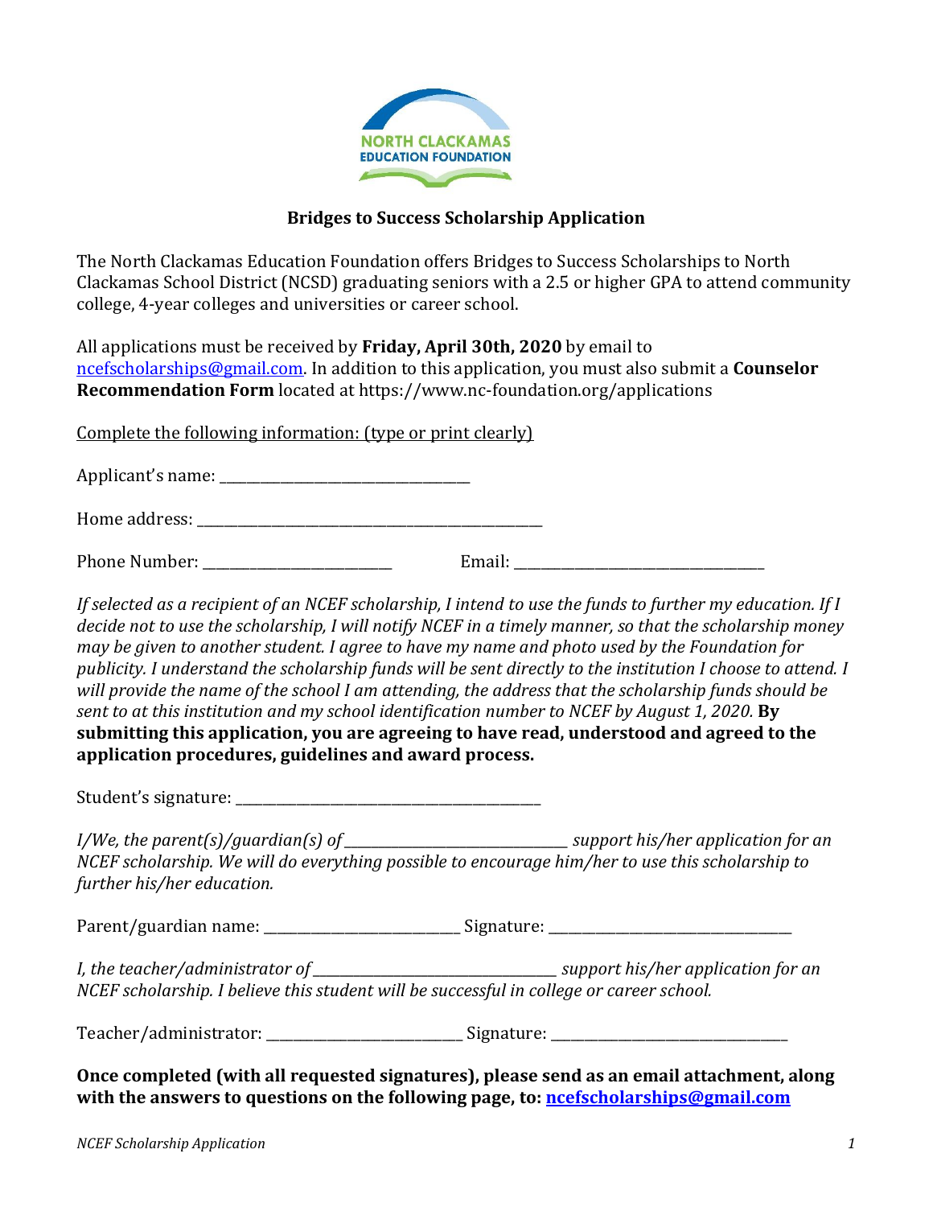NORTH CLACKAMAS EDUCATION FOUNDATION

## Bridges to Success Scholarship Application

The North Clackamas Education Foundation offers Bridges to Success Scholarships to North Clackamas School District (NCSD) graduating seniors with a 2.5 or higher GPA to attend community college, 4-year colleges and universities or career school.

All applications must be received by **Friday, April 30th, 2020** by email to ncefscholarships@gmail.com. In addition to this application, you must also submit a **Counselor Recommendation Form** located at https://www.nc-foundation.org/applications

Complete the following information: (type or print clearly)

Applicant's name: ___________________________________

Home address: ________________________________________________

Phone Number: ___________________________ Email: ___________________________________

*If selected as a recipient of an NCEF scholarship, I intend to use the funds to further my education. If I decide not to use the scholarship, I will notify NCEF in a timely manner, so that the scholarship money may be given to another student. I agree to have my name and photo used by the Foundation for publicity. I understand the scholarship funds will be sent directly to the institution I choose to attend. I will provide the name of the school I am attending, the address that the scholarship funds should be sent to at this institution and my school identification number to NCEF by August 1, 2020.* **By submitting this application, you are agreeing to have read, understood and agreed to the application procedures, guidelines and award process.**

Student's signature: ___________________________________________

*I/We, the parent(s)/guardian(s) of ________________________________ support his/her application for an NCEF scholarship. We will do everything possible to encourage him/her to use this scholarship to further his/her education.*

Parent/guardian name: ___________________________ Signature: __________________________________

*I, the teacher/administrator of ___________________________________ support his/her application for an NCEF scholarship. I believe this student will be successful in college or career school.*

Teacher/administrator: ___________________________ Signature: _________________________________

**Once completed (with all requested signatures), please send as an email attachment, along with the answers to questions on the following page, to: ncefscholarships@gmail.com**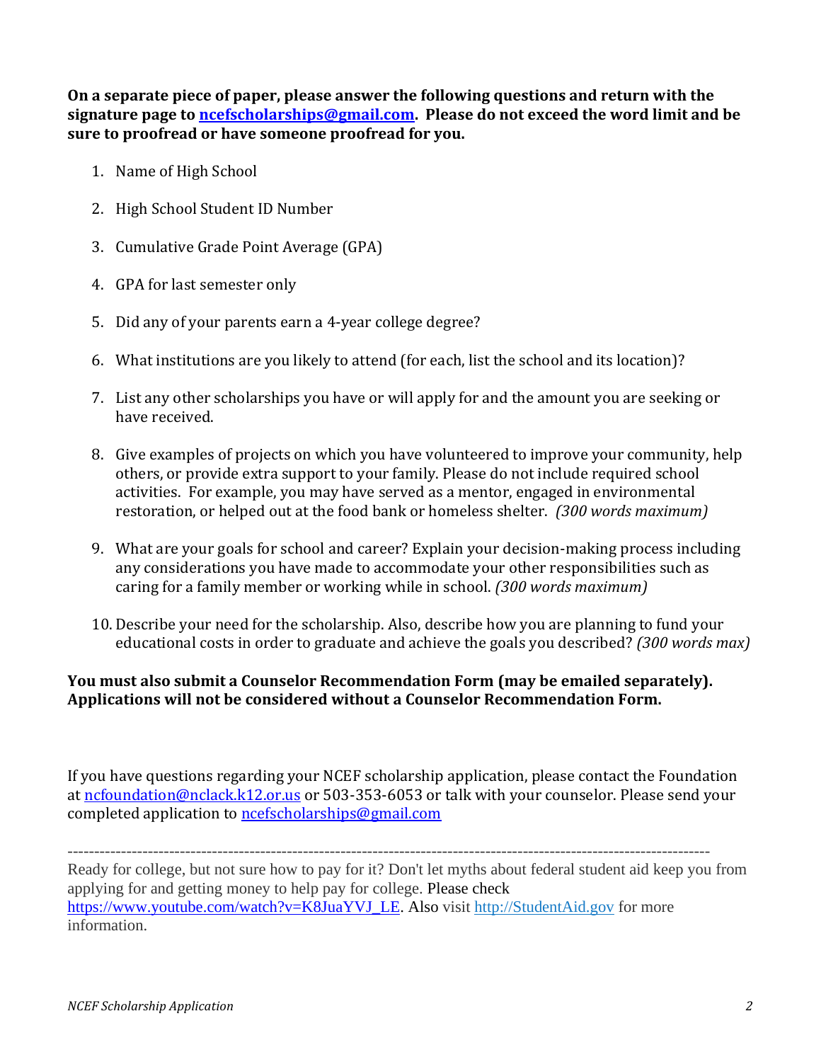**On a separate piece of paper, please answer the following questions and return with the signature page to ncefscholarships@gmail.com. Please do not exceed the word limit and be sure to proofread or have someone proofread for you.**

1. Name of High School
2. High School Student ID Number
3. Cumulative Grade Point Average (GPA)
4. GPA for last semester only
5. Did any of your parents earn a 4-year college degree?
6. What institutions are you likely to attend (for each, list the school and its location)?
7. List any other scholarships you have or will apply for and the amount you are seeking or have received.
8. Give examples of projects on which you have volunteered to improve your community, help others, or provide extra support to your family. Please do not include required school activities. For example, you may have served as a mentor, engaged in environmental restoration, or helped out at the food bank or homeless shelter. *(300 words maximum)*
9. What are your goals for school and career? Explain your decision-making process including any considerations you have made to accommodate your other responsibilities such as caring for a family member or working while in school. *(300 words maximum)*
10. Describe your need for the scholarship. Also, describe how you are planning to fund your educational costs in order to graduate and achieve the goals you described? *(300 words max)*

**You must also submit a Counselor Recommendation Form (may be emailed separately). Applications will not be considered without a Counselor Recommendation Form.**

If you have questions regarding your NCEF scholarship application, please contact the Foundation at ncfoundation@nclack.k12.or.us or 503-353-6053 or talk with your counselor. Please send your completed application to ncefscholarships@gmail.com

---

Ready for college, but not sure how to pay for it? Don't let myths about federal student aid keep you from applying for and getting money to help pay for college. Please check https://www.youtube.com/watch?v=K8JuaYVJ_LE. Also visit http://StudentAid.gov for more information.